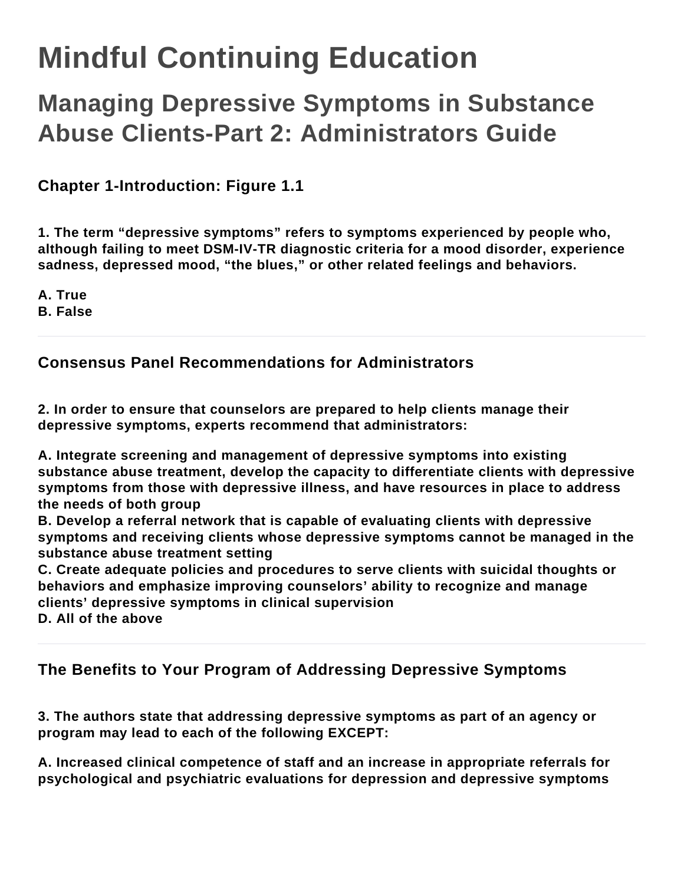# Mindful Continuing Education

## Managing Depressive Symptoms in Substance Abuse Clients-Part 2: Administrators Guide

### Chapter 1-Introduction: Figure 1.1

**1. The term "depressive symptoms" refers to symptoms experienced by people who, although failing to meet DSM-IV-TR diagnostic criteria for a mood disorder, experience sadness, depressed mood, "the blues," or other related feelings and behaviors.**

**A. True**
**B. False**

---

### Consensus Panel Recommendations for Administrators

**2. In order to ensure that counselors are prepared to help clients manage their depressive symptoms, experts recommend that administrators:**

**A. Integrate screening and management of depressive symptoms into existing substance abuse treatment, develop the capacity to differentiate clients with depressive symptoms from those with depressive illness, and have resources in place to address the needs of both group**
**B. Develop a referral network that is capable of evaluating clients with depressive symptoms and receiving clients whose depressive symptoms cannot be managed in the substance abuse treatment setting**
**C. Create adequate policies and procedures to serve clients with suicidal thoughts or behaviors and emphasize improving counselors' ability to recognize and manage clients' depressive symptoms in clinical supervision**
**D. All of the above**

---

### The Benefits to Your Program of Addressing Depressive Symptoms

**3. The authors state that addressing depressive symptoms as part of an agency or program may lead to each of the following EXCEPT:**

**A. Increased clinical competence of staff and an increase in appropriate referrals for psychological and psychiatric evaluations for depression and depressive symptoms**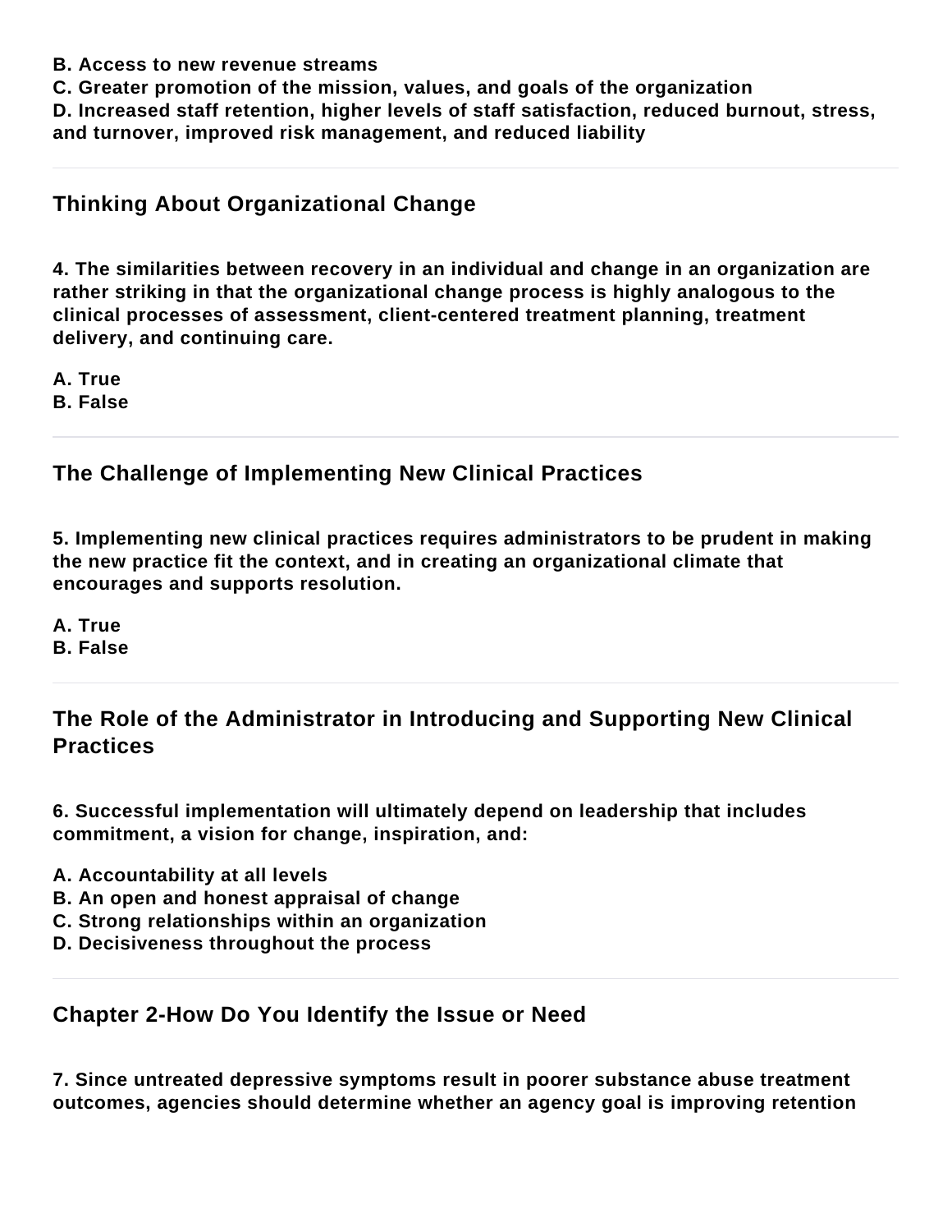**B. Access to new revenue streams**
**C. Greater promotion of the mission, values, and goals of the organization**
**D. Increased staff retention, higher levels of staff satisfaction, reduced burnout, stress, and turnover, improved risk management, and reduced liability**

---

## Thinking About Organizational Change

**4. The similarities between recovery in an individual and change in an organization are rather striking in that the organizational change process is highly analogous to the clinical processes of assessment, client-centered treatment planning, treatment delivery, and continuing care.**

**A. True**
**B. False**

---

## The Challenge of Implementing New Clinical Practices

**5. Implementing new clinical practices requires administrators to be prudent in making the new practice fit the context, and in creating an organizational climate that encourages and supports resolution.**

**A. True**
**B. False**

---

## The Role of the Administrator in Introducing and Supporting New Clinical Practices

**6. Successful implementation will ultimately depend on leadership that includes commitment, a vision for change, inspiration, and:**

**A. Accountability at all levels**
**B. An open and honest appraisal of change**
**C. Strong relationships within an organization**
**D. Decisiveness throughout the process**

---

## Chapter 2-How Do You Identify the Issue or Need

**7. Since untreated depressive symptoms result in poorer substance abuse treatment outcomes, agencies should determine whether an agency goal is improving retention**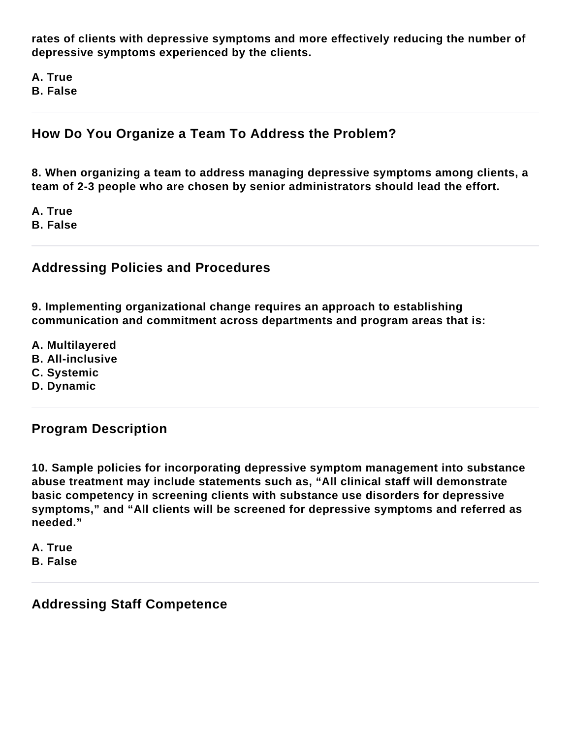**rates of clients with depressive symptoms and more effectively reducing the number of depressive symptoms experienced by the clients.**

**A. True**
**B. False**

---

## How Do You Organize a Team To Address the Problem?

**8. When organizing a team to address managing depressive symptoms among clients, a team of 2-3 people who are chosen by senior administrators should lead the effort.**

**A. True**
**B. False**

---

## Addressing Policies and Procedures

**9. Implementing organizational change requires an approach to establishing communication and commitment across departments and program areas that is:**

**A. Multilayered**
**B. All-inclusive**
**C. Systemic**
**D. Dynamic**

---

## Program Description

**10. Sample policies for incorporating depressive symptom management into substance abuse treatment may include statements such as, “All clinical staff will demonstrate basic competency in screening clients with substance use disorders for depressive symptoms,” and “All clients will be screened for depressive symptoms and referred as needed.”**

**A. True**
**B. False**

---

## Addressing Staff Competence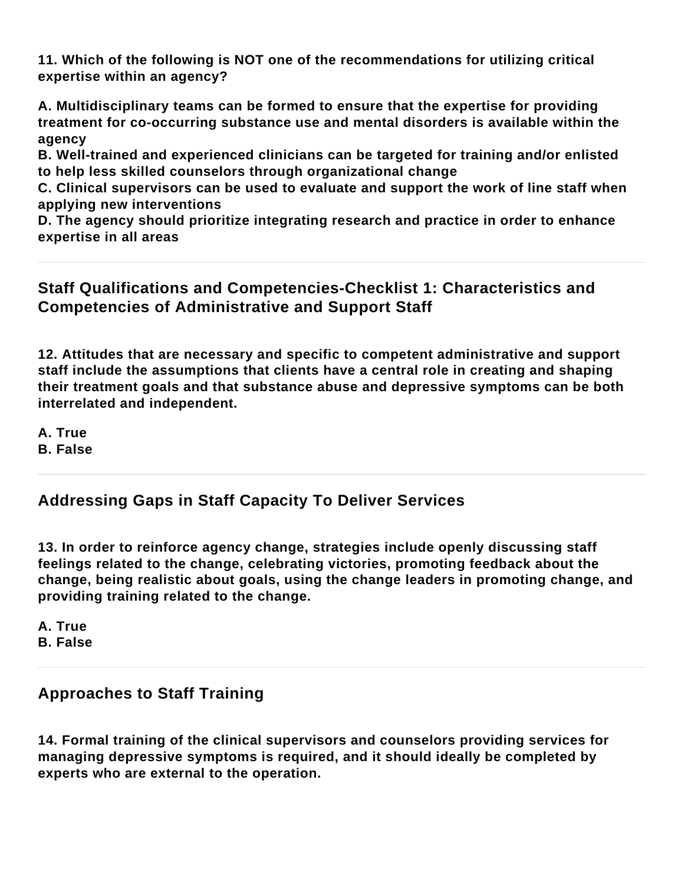**11. Which of the following is NOT one of the recommendations for utilizing critical expertise within an agency?**

**A. Multidisciplinary teams can be formed to ensure that the expertise for providing treatment for co-occurring substance use and mental disorders is available within the agency**
**B. Well-trained and experienced clinicians can be targeted for training and/or enlisted to help less skilled counselors through organizational change**
**C. Clinical supervisors can be used to evaluate and support the work of line staff when applying new interventions**
**D. The agency should prioritize integrating research and practice in order to enhance expertise in all areas**

---

## Staff Qualifications and Competencies-Checklist 1: Characteristics and Competencies of Administrative and Support Staff

**12. Attitudes that are necessary and specific to competent administrative and support staff include the assumptions that clients have a central role in creating and shaping their treatment goals and that substance abuse and depressive symptoms can be both interrelated and independent.**

**A. True**
**B. False**

---

## Addressing Gaps in Staff Capacity To Deliver Services

**13. In order to reinforce agency change, strategies include openly discussing staff feelings related to the change, celebrating victories, promoting feedback about the change, being realistic about goals, using the change leaders in promoting change, and providing training related to the change.**

**A. True**
**B. False**

---

## Approaches to Staff Training

**14. Formal training of the clinical supervisors and counselors providing services for managing depressive symptoms is required, and it should ideally be completed by experts who are external to the operation.**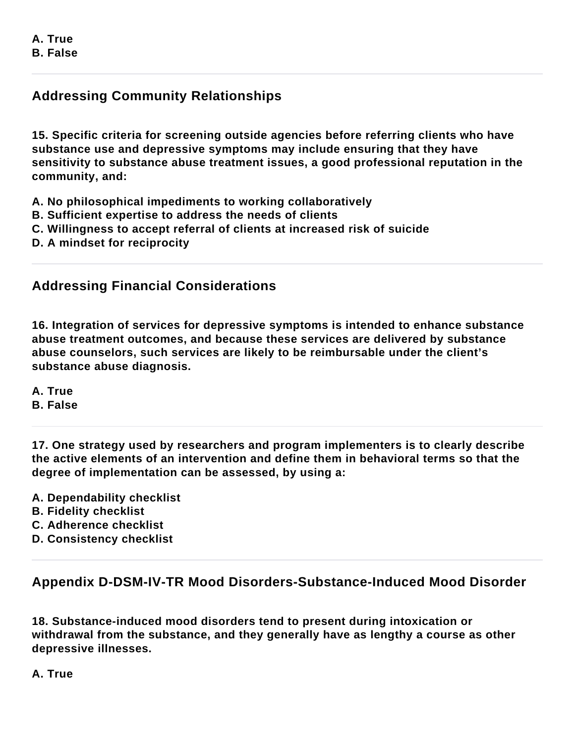**A. True**
**B. False**

---

## Addressing Community Relationships

**15. Specific criteria for screening outside agencies before referring clients who have substance use and depressive symptoms may include ensuring that they have sensitivity to substance abuse treatment issues, a good professional reputation in the community, and:**

**A. No philosophical impediments to working collaboratively**
**B. Sufficient expertise to address the needs of clients**
**C. Willingness to accept referral of clients at increased risk of suicide**
**D. A mindset for reciprocity**

---

## Addressing Financial Considerations

**16. Integration of services for depressive symptoms is intended to enhance substance abuse treatment outcomes, and because these services are delivered by substance abuse counselors, such services are likely to be reimbursable under the client's substance abuse diagnosis.**

**A. True**
**B. False**

---

**17. One strategy used by researchers and program implementers is to clearly describe the active elements of an intervention and define them in behavioral terms so that the degree of implementation can be assessed, by using a:**

**A. Dependability checklist**
**B. Fidelity checklist**
**C. Adherence checklist**
**D. Consistency checklist**

---

## Appendix D-DSM-IV-TR Mood Disorders-Substance-Induced Mood Disorder

**18. Substance-induced mood disorders tend to present during intoxication or withdrawal from the substance, and they generally have as lengthy a course as other depressive illnesses.**

**A. True**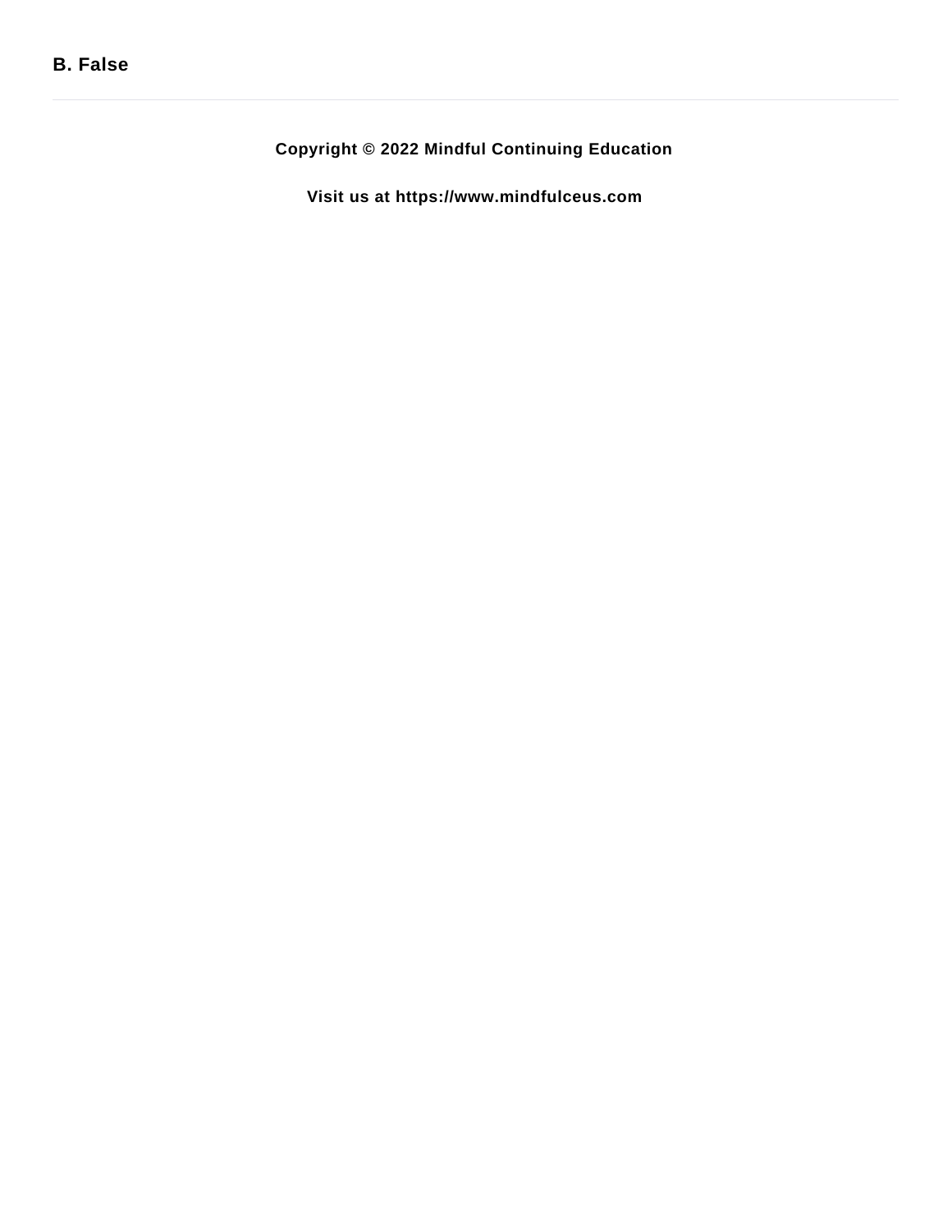**B. False**

---

**Copyright © 2022 Mindful Continuing Education**

**Visit us at https://www.mindfulceus.com**